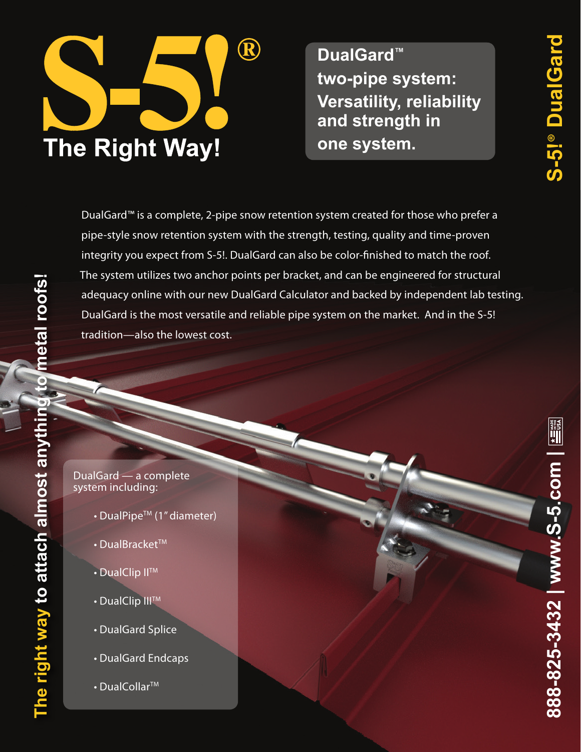# S-5!®

## The Right Way!

**DualGard™ two-pipe system: Versatility, reliability and strength in one system.**

DualGard™ is a complete, 2-pipe snow retention system created for those who prefer a pipe-style snow retention system with the strength, testing, quality and time-proven integrity you expect from S-5!. DualGard can also be color-finished to match the roof. The system utilizes two anchor points per bracket, and can be engineered for structural adequacy online with our new DualGard Calculator and backed by independent lab testing. DualGard is the most versatile and reliable pipe system on the market. And in the S-5! tradition—also the lowest cost.

DualGard — a complete system including:

- DualPipe™ (1" diameter)
- DualBracket™
- DualClip II™
- DualClip III™
- DualGard Splice
- DualGard Endcaps
- DualCollar™

The right way to attach almost anything to metal roofs!

S-5!® DualGard

888-825-3432 | www.S-5.com | MADE IN THE USA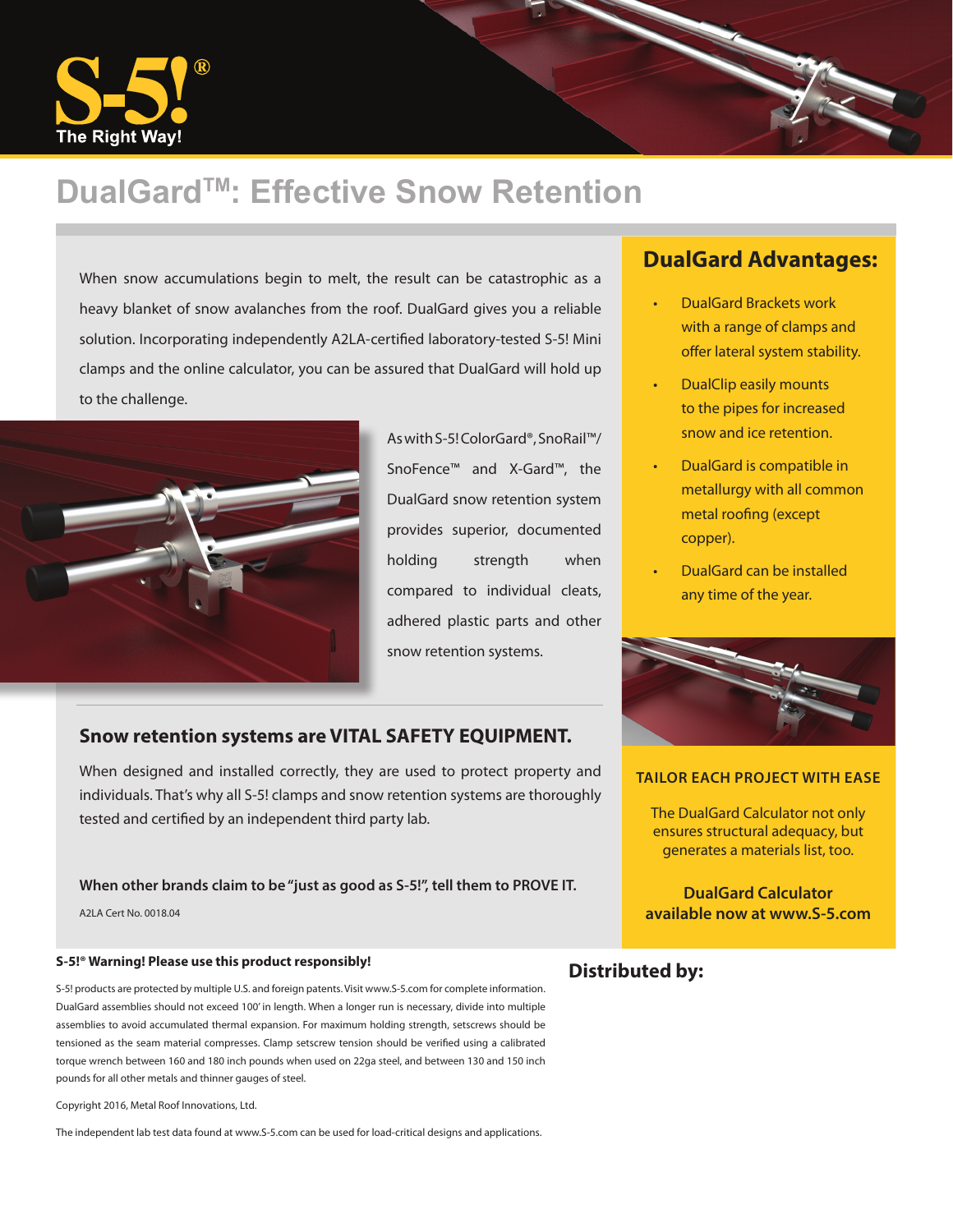S-5!®
The Right Way!

# DualGard™: Effective Snow Retention

When snow accumulations begin to melt, the result can be catastrophic as a heavy blanket of snow avalanches from the roof. DualGard gives you a reliable solution. Incorporating independently A2LA-certified laboratory-tested S-5! Mini clamps and the online calculator, you can be assured that DualGard will hold up to the challenge.

As with S-5! ColorGard®, SnoRail™/SnoFence™ and X-Gard™, the DualGard snow retention system provides superior, documented holding strength when compared to individual cleats, adhered plastic parts and other snow retention systems.

## Snow retention systems are VITAL SAFETY EQUIPMENT.

When designed and installed correctly, they are used to protect property and individuals. That's why all S-5! clamps and snow retention systems are thoroughly tested and certified by an independent third party lab.

**When other brands claim to be "just as good as S-5!", tell them to PROVE IT.**

A2LA Cert No. 0018.04

## DualGard Advantages:

- DualGard Brackets work with a range of clamps and offer lateral system stability.
- DualClip easily mounts to the pipes for increased snow and ice retention.
- DualGard is compatible in metallurgy with all common metal roofing (except copper).
- DualGard can be installed any time of the year.

### TAILOR EACH PROJECT WITH EASE

The DualGard Calculator not only ensures structural adequacy, but generates a materials list, too.

**DualGard Calculator available now at www.S-5.com**

**S-5!® Warning! Please use this product responsibly!**

S-5! products are protected by multiple U.S. and foreign patents. Visit www.S-5.com for complete information. DualGard assemblies should not exceed 100' in length. When a longer run is necessary, divide into multiple assemblies to avoid accumulated thermal expansion. For maximum holding strength, setscrews should be tensioned as the seam material compresses. Clamp setscrew tension should be verified using a calibrated torque wrench between 160 and 180 inch pounds when used on 22ga steel, and between 130 and 150 inch pounds for all other metals and thinner gauges of steel.

Copyright 2016, Metal Roof Innovations, Ltd.

The independent lab test data found at www.S-5.com can be used for load-critical designs and applications.

**Distributed by:**